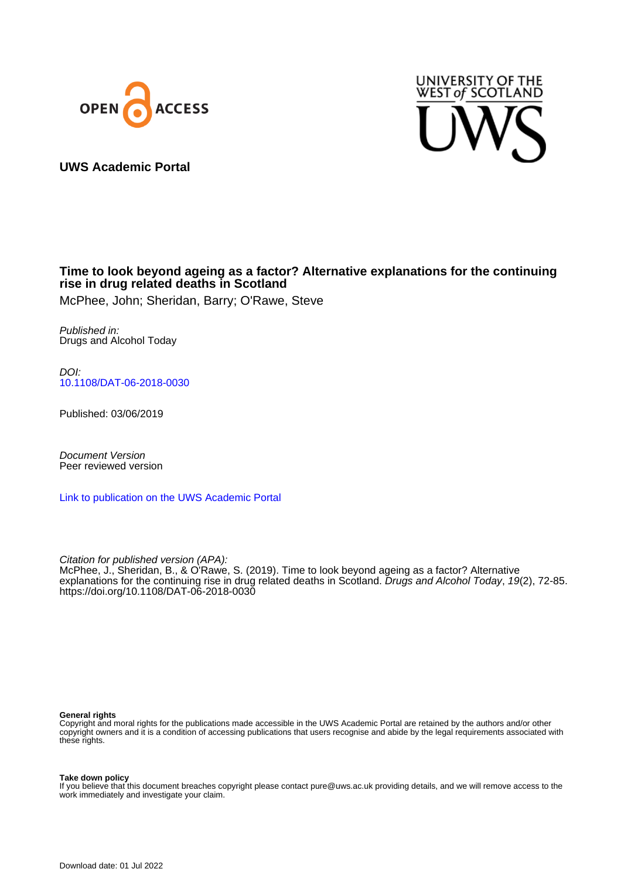UWS Academic Portal

# Time to look beyond ageing as a factor? Alternative explanations for the continuing rise in drug related deaths in Scotland

McPhee, John; Sheridan, Barry; O'Rawe, Steve

*Published in:*
Drugs and Alcohol Today

*DOI:*
10.1108/DAT-06-2018-0030

Published: 03/06/2019

*Document Version*
Peer reviewed version

Link to publication on the UWS Academic Portal

*Citation for published version (APA):*
McPhee, J., Sheridan, B., & O'Rawe, S. (2019). Time to look beyond ageing as a factor? Alternative explanations for the continuing rise in drug related deaths in Scotland. *Drugs and Alcohol Today*, *19*(2), 72-85. https://doi.org/10.1108/DAT-06-2018-0030

**General rights**
Copyright and moral rights for the publications made accessible in the UWS Academic Portal are retained by the authors and/or other copyright owners and it is a condition of accessing publications that users recognise and abide by the legal requirements associated with these rights.

**Take down policy**
If you believe that this document breaches copyright please contact pure@uws.ac.uk providing details, and we will remove access to the work immediately and investigate your claim.

Download date: 01 Jul 2022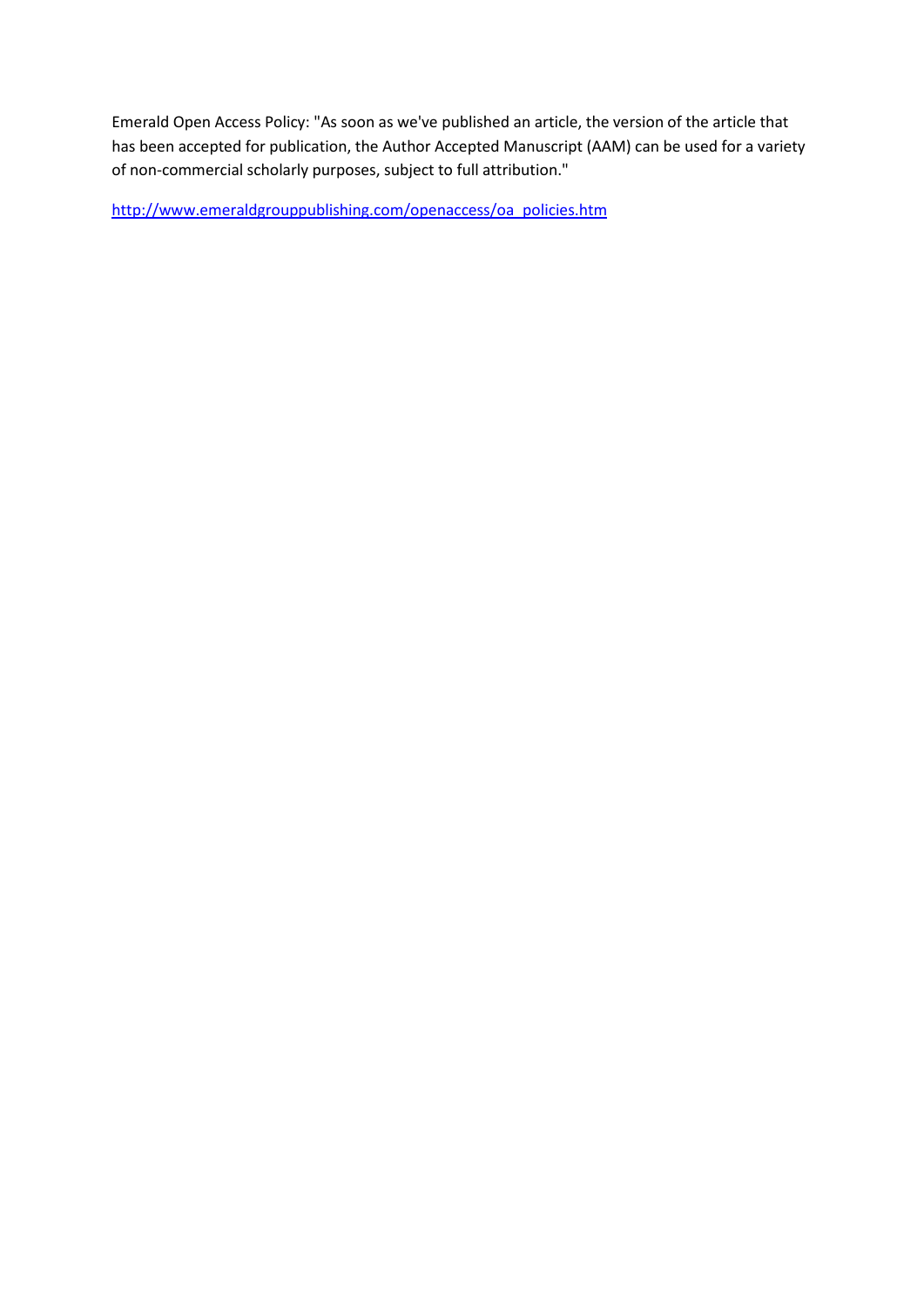Emerald Open Access Policy: "As soon as we've published an article, the version of the article that has been accepted for publication, the Author Accepted Manuscript (AAM) can be used for a variety of non-commercial scholarly purposes, subject to full attribution."

http://www.emeraldgrouppublishing.com/openaccess/oa_policies.htm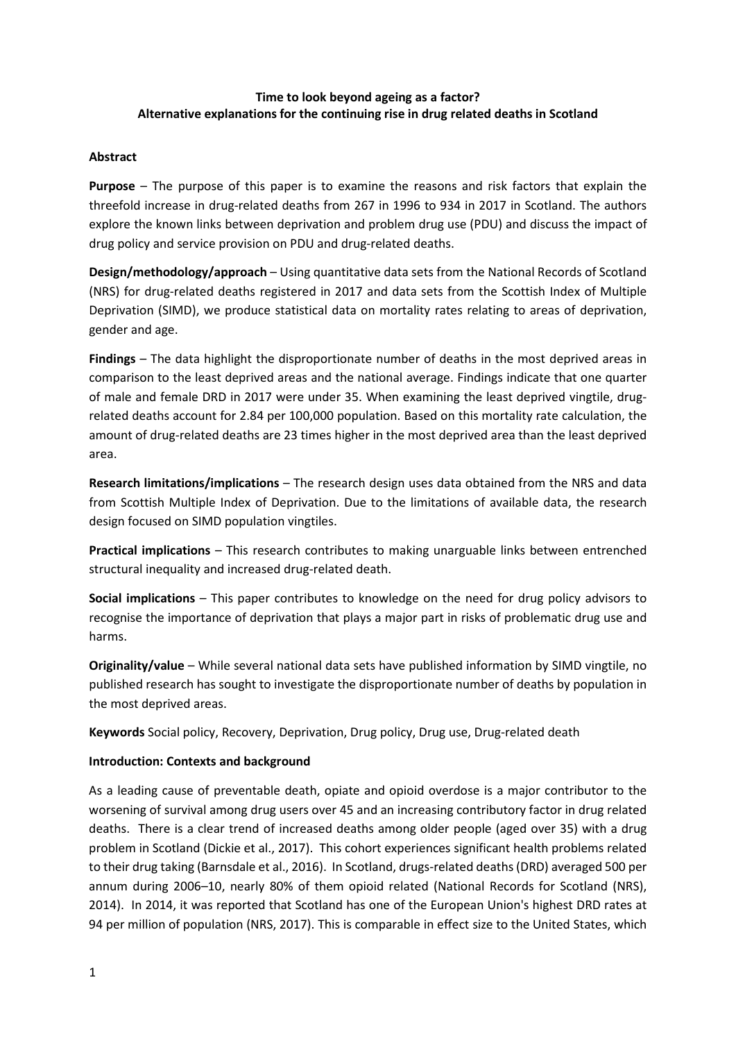**Time to look beyond ageing as a factor?**
**Alternative explanations for the continuing rise in drug related deaths in Scotland**

**Abstract**

**Purpose** – The purpose of this paper is to examine the reasons and risk factors that explain the threefold increase in drug-related deaths from 267 in 1996 to 934 in 2017 in Scotland. The authors explore the known links between deprivation and problem drug use (PDU) and discuss the impact of drug policy and service provision on PDU and drug-related deaths.

**Design/methodology/approach** – Using quantitative data sets from the National Records of Scotland (NRS) for drug-related deaths registered in 2017 and data sets from the Scottish Index of Multiple Deprivation (SIMD), we produce statistical data on mortality rates relating to areas of deprivation, gender and age.

**Findings** – The data highlight the disproportionate number of deaths in the most deprived areas in comparison to the least deprived areas and the national average. Findings indicate that one quarter of male and female DRD in 2017 were under 35. When examining the least deprived vingtile, drug-related deaths account for 2.84 per 100,000 population. Based on this mortality rate calculation, the amount of drug-related deaths are 23 times higher in the most deprived area than the least deprived area.

**Research limitations/implications** – The research design uses data obtained from the NRS and data from Scottish Multiple Index of Deprivation. Due to the limitations of available data, the research design focused on SIMD population vingtiles.

**Practical implications** – This research contributes to making unarguable links between entrenched structural inequality and increased drug-related death.

**Social implications** – This paper contributes to knowledge on the need for drug policy advisors to recognise the importance of deprivation that plays a major part in risks of problematic drug use and harms.

**Originality/value** – While several national data sets have published information by SIMD vingtile, no published research has sought to investigate the disproportionate number of deaths by population in the most deprived areas.

**Keywords** Social policy, Recovery, Deprivation, Drug policy, Drug use, Drug-related death

**Introduction: Contexts and background**

As a leading cause of preventable death, opiate and opioid overdose is a major contributor to the worsening of survival among drug users over 45 and an increasing contributory factor in drug related deaths. There is a clear trend of increased deaths among older people (aged over 35) with a drug problem in Scotland (Dickie et al., 2017). This cohort experiences significant health problems related to their drug taking (Barnsdale et al., 2016). In Scotland, drugs-related deaths (DRD) averaged 500 per annum during 2006–10, nearly 80% of them opioid related (National Records for Scotland (NRS), 2014). In 2014, it was reported that Scotland has one of the European Union's highest DRD rates at 94 per million of population (NRS, 2017). This is comparable in effect size to the United States, which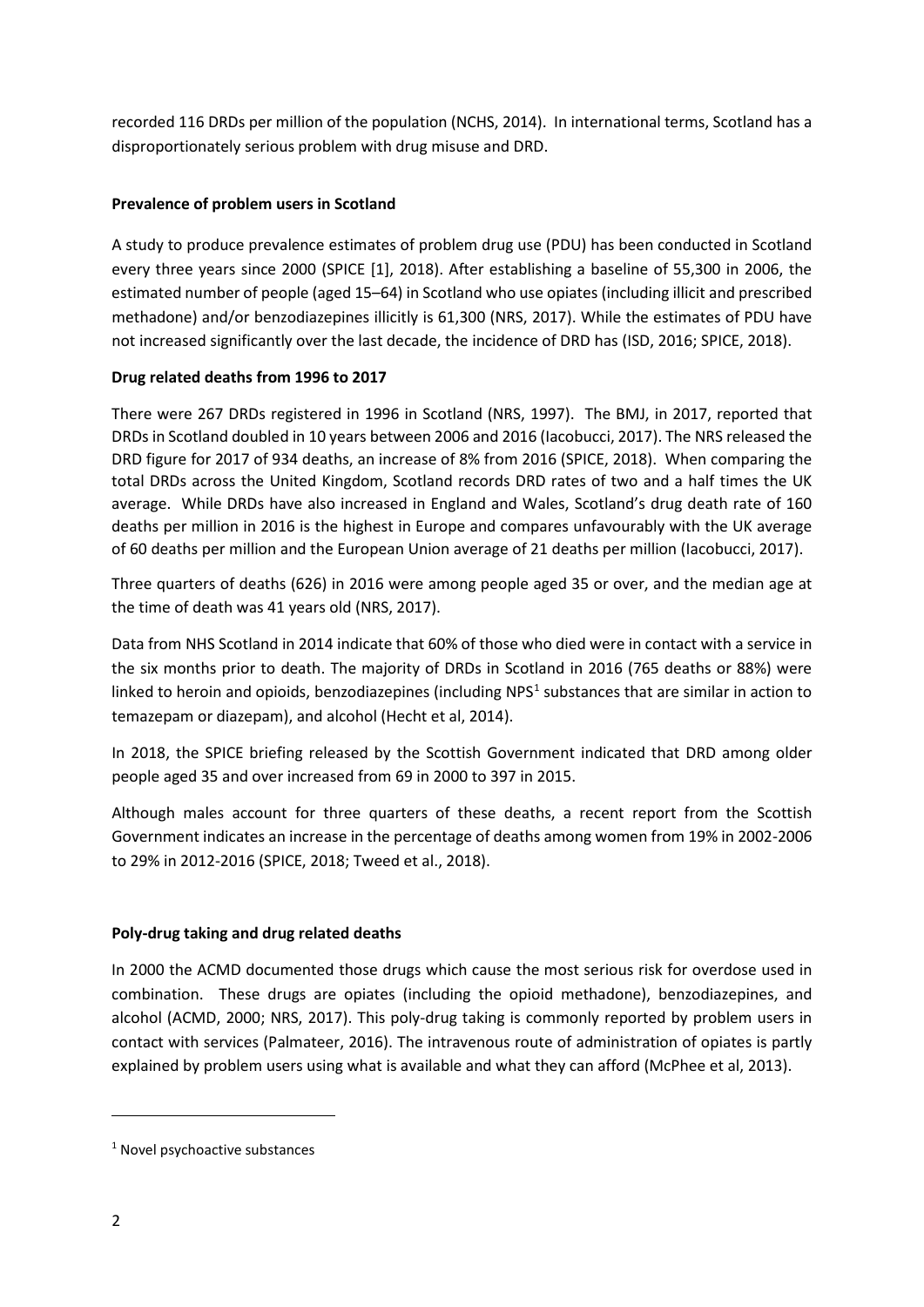recorded 116 DRDs per million of the population (NCHS, 2014). In international terms, Scotland has a disproportionately serious problem with drug misuse and DRD.

**Prevalence of problem users in Scotland**

A study to produce prevalence estimates of problem drug use (PDU) has been conducted in Scotland every three years since 2000 (SPICE [1], 2018). After establishing a baseline of 55,300 in 2006, the estimated number of people (aged 15–64) in Scotland who use opiates (including illicit and prescribed methadone) and/or benzodiazepines illicitly is 61,300 (NRS, 2017). While the estimates of PDU have not increased significantly over the last decade, the incidence of DRD has (ISD, 2016; SPICE, 2018).

**Drug related deaths from 1996 to 2017**

There were 267 DRDs registered in 1996 in Scotland (NRS, 1997). The BMJ, in 2017, reported that DRDs in Scotland doubled in 10 years between 2006 and 2016 (Iacobucci, 2017). The NRS released the DRD figure for 2017 of 934 deaths, an increase of 8% from 2016 (SPICE, 2018). When comparing the total DRDs across the United Kingdom, Scotland records DRD rates of two and a half times the UK average. While DRDs have also increased in England and Wales, Scotland's drug death rate of 160 deaths per million in 2016 is the highest in Europe and compares unfavourably with the UK average of 60 deaths per million and the European Union average of 21 deaths per million (Iacobucci, 2017).

Three quarters of deaths (626) in 2016 were among people aged 35 or over, and the median age at the time of death was 41 years old (NRS, 2017).

Data from NHS Scotland in 2014 indicate that 60% of those who died were in contact with a service in the six months prior to death. The majority of DRDs in Scotland in 2016 (765 deaths or 88%) were linked to heroin and opioids, benzodiazepines (including NPS[1] substances that are similar in action to temazepam or diazepam), and alcohol (Hecht et al, 2014).

In 2018, the SPICE briefing released by the Scottish Government indicated that DRD among older people aged 35 and over increased from 69 in 2000 to 397 in 2015.

Although males account for three quarters of these deaths, a recent report from the Scottish Government indicates an increase in the percentage of deaths among women from 19% in 2002-2006 to 29% in 2012-2016 (SPICE, 2018; Tweed et al., 2018).

**Poly-drug taking and drug related deaths**

In 2000 the ACMD documented those drugs which cause the most serious risk for overdose used in combination. These drugs are opiates (including the opioid methadone), benzodiazepines, and alcohol (ACMD, 2000; NRS, 2017). This poly-drug taking is commonly reported by problem users in contact with services (Palmateer, 2016). The intravenous route of administration of opiates is partly explained by problem users using what is available and what they can afford (McPhee et al, 2013).

[1] Novel psychoactive substances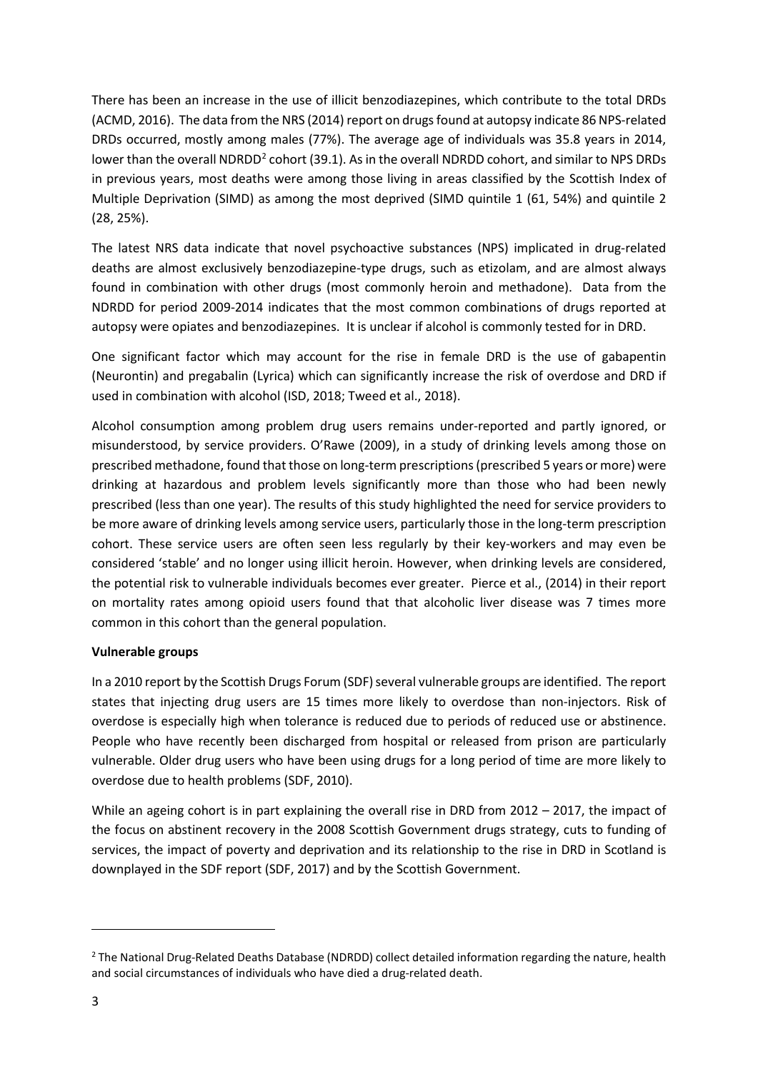There has been an increase in the use of illicit benzodiazepines, which contribute to the total DRDs (ACMD, 2016). The data from the NRS (2014) report on drugs found at autopsy indicate 86 NPS-related DRDs occurred, mostly among males (77%). The average age of individuals was 35.8 years in 2014, lower than the overall NDRDD[2] cohort (39.1). As in the overall NDRDD cohort, and similar to NPS DRDs in previous years, most deaths were among those living in areas classified by the Scottish Index of Multiple Deprivation (SIMD) as among the most deprived (SIMD quintile 1 (61, 54%) and quintile 2 (28, 25%).

The latest NRS data indicate that novel psychoactive substances (NPS) implicated in drug-related deaths are almost exclusively benzodiazepine-type drugs, such as etizolam, and are almost always found in combination with other drugs (most commonly heroin and methadone). Data from the NDRDD for period 2009-2014 indicates that the most common combinations of drugs reported at autopsy were opiates and benzodiazepines. It is unclear if alcohol is commonly tested for in DRD.

One significant factor which may account for the rise in female DRD is the use of gabapentin (Neurontin) and pregabalin (Lyrica) which can significantly increase the risk of overdose and DRD if used in combination with alcohol (ISD, 2018; Tweed et al., 2018).

Alcohol consumption among problem drug users remains under-reported and partly ignored, or misunderstood, by service providers. O'Rawe (2009), in a study of drinking levels among those on prescribed methadone, found that those on long-term prescriptions (prescribed 5 years or more) were drinking at hazardous and problem levels significantly more than those who had been newly prescribed (less than one year). The results of this study highlighted the need for service providers to be more aware of drinking levels among service users, particularly those in the long-term prescription cohort. These service users are often seen less regularly by their key-workers and may even be considered 'stable' and no longer using illicit heroin. However, when drinking levels are considered, the potential risk to vulnerable individuals becomes ever greater. Pierce et al., (2014) in their report on mortality rates among opioid users found that that alcoholic liver disease was 7 times more common in this cohort than the general population.

**Vulnerable groups**

In a 2010 report by the Scottish Drugs Forum (SDF) several vulnerable groups are identified. The report states that injecting drug users are 15 times more likely to overdose than non-injectors. Risk of overdose is especially high when tolerance is reduced due to periods of reduced use or abstinence. People who have recently been discharged from hospital or released from prison are particularly vulnerable. Older drug users who have been using drugs for a long period of time are more likely to overdose due to health problems (SDF, 2010).

While an ageing cohort is in part explaining the overall rise in DRD from 2012 – 2017, the impact of the focus on abstinent recovery in the 2008 Scottish Government drugs strategy, cuts to funding of services, the impact of poverty and deprivation and its relationship to the rise in DRD in Scotland is downplayed in the SDF report (SDF, 2017) and by the Scottish Government.

[2] The National Drug-Related Deaths Database (NDRDD) collect detailed information regarding the nature, health and social circumstances of individuals who have died a drug-related death.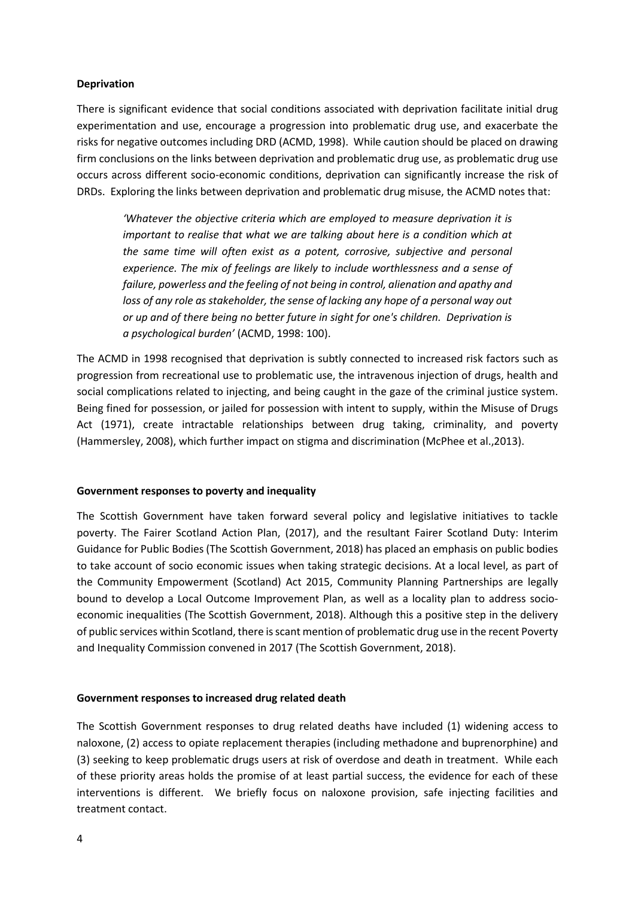**Deprivation**

There is significant evidence that social conditions associated with deprivation facilitate initial drug experimentation and use, encourage a progression into problematic drug use, and exacerbate the risks for negative outcomes including DRD (ACMD, 1998). While caution should be placed on drawing firm conclusions on the links between deprivation and problematic drug use, as problematic drug use occurs across different socio-economic conditions, deprivation can significantly increase the risk of DRDs. Exploring the links between deprivation and problematic drug misuse, the ACMD notes that:

> *'Whatever the objective criteria which are employed to measure deprivation it is important to realise that what we are talking about here is a condition which at the same time will often exist as a potent, corrosive, subjective and personal experience. The mix of feelings are likely to include worthlessness and a sense of failure, powerless and the feeling of not being in control, alienation and apathy and loss of any role as stakeholder, the sense of lacking any hope of a personal way out or up and of there being no better future in sight for one's children. Deprivation is a psychological burden'* (ACMD, 1998: 100).

The ACMD in 1998 recognised that deprivation is subtly connected to increased risk factors such as progression from recreational use to problematic use, the intravenous injection of drugs, health and social complications related to injecting, and being caught in the gaze of the criminal justice system. Being fined for possession, or jailed for possession with intent to supply, within the Misuse of Drugs Act (1971), create intractable relationships between drug taking, criminality, and poverty (Hammersley, 2008), which further impact on stigma and discrimination (McPhee et al.,2013).

**Government responses to poverty and inequality**

The Scottish Government have taken forward several policy and legislative initiatives to tackle poverty. The Fairer Scotland Action Plan, (2017), and the resultant Fairer Scotland Duty: Interim Guidance for Public Bodies (The Scottish Government, 2018) has placed an emphasis on public bodies to take account of socio economic issues when taking strategic decisions. At a local level, as part of the Community Empowerment (Scotland) Act 2015, Community Planning Partnerships are legally bound to develop a Local Outcome Improvement Plan, as well as a locality plan to address socio-economic inequalities (The Scottish Government, 2018). Although this a positive step in the delivery of public services within Scotland, there is scant mention of problematic drug use in the recent Poverty and Inequality Commission convened in 2017 (The Scottish Government, 2018).

**Government responses to increased drug related death**

The Scottish Government responses to drug related deaths have included (1) widening access to naloxone, (2) access to opiate replacement therapies (including methadone and buprenorphine) and (3) seeking to keep problematic drugs users at risk of overdose and death in treatment. While each of these priority areas holds the promise of at least partial success, the evidence for each of these interventions is different. We briefly focus on naloxone provision, safe injecting facilities and treatment contact.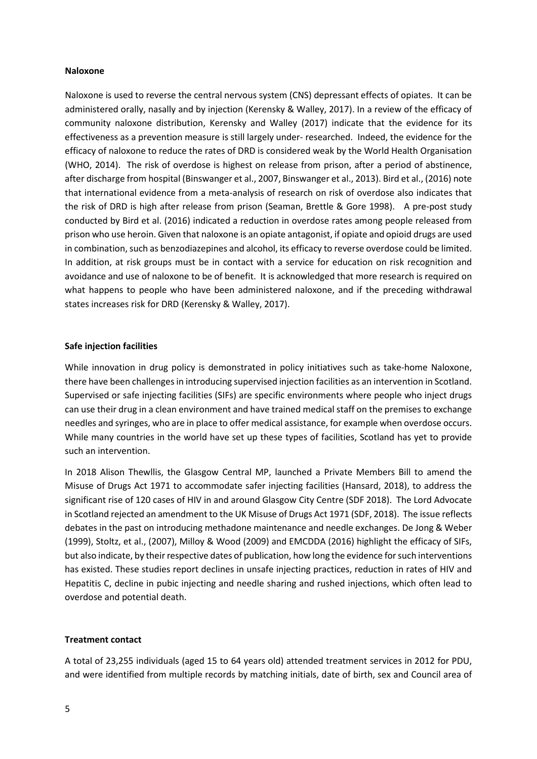**Naloxone**

Naloxone is used to reverse the central nervous system (CNS) depressant effects of opiates. It can be administered orally, nasally and by injection (Kerensky & Walley, 2017). In a review of the efficacy of community naloxone distribution, Kerensky and Walley (2017) indicate that the evidence for its effectiveness as a prevention measure is still largely under- researched. Indeed, the evidence for the efficacy of naloxone to reduce the rates of DRD is considered weak by the World Health Organisation (WHO, 2014). The risk of overdose is highest on release from prison, after a period of abstinence, after discharge from hospital (Binswanger et al., 2007, Binswanger et al., 2013). Bird et al., (2016) note that international evidence from a meta-analysis of research on risk of overdose also indicates that the risk of DRD is high after release from prison (Seaman, Brettle & Gore 1998). A pre-post study conducted by Bird et al. (2016) indicated a reduction in overdose rates among people released from prison who use heroin. Given that naloxone is an opiate antagonist, if opiate and opioid drugs are used in combination, such as benzodiazepines and alcohol, its efficacy to reverse overdose could be limited. In addition, at risk groups must be in contact with a service for education on risk recognition and avoidance and use of naloxone to be of benefit. It is acknowledged that more research is required on what happens to people who have been administered naloxone, and if the preceding withdrawal states increases risk for DRD (Kerensky & Walley, 2017).

**Safe injection facilities**

While innovation in drug policy is demonstrated in policy initiatives such as take-home Naloxone, there have been challenges in introducing supervised injection facilities as an intervention in Scotland. Supervised or safe injecting facilities (SIFs) are specific environments where people who inject drugs can use their drug in a clean environment and have trained medical staff on the premises to exchange needles and syringes, who are in place to offer medical assistance, for example when overdose occurs. While many countries in the world have set up these types of facilities, Scotland has yet to provide such an intervention.

In 2018 Alison Thewllis, the Glasgow Central MP, launched a Private Members Bill to amend the Misuse of Drugs Act 1971 to accommodate safer injecting facilities (Hansard, 2018), to address the significant rise of 120 cases of HIV in and around Glasgow City Centre (SDF 2018). The Lord Advocate in Scotland rejected an amendment to the UK Misuse of Drugs Act 1971 (SDF, 2018). The issue reflects debates in the past on introducing methadone maintenance and needle exchanges. De Jong & Weber (1999), Stoltz, et al., (2007), Milloy & Wood (2009) and EMCDDA (2016) highlight the efficacy of SIFs, but also indicate, by their respective dates of publication, how long the evidence for such interventions has existed. These studies report declines in unsafe injecting practices, reduction in rates of HIV and Hepatitis C, decline in pubic injecting and needle sharing and rushed injections, which often lead to overdose and potential death.

**Treatment contact**

A total of 23,255 individuals (aged 15 to 64 years old) attended treatment services in 2012 for PDU, and were identified from multiple records by matching initials, date of birth, sex and Council area of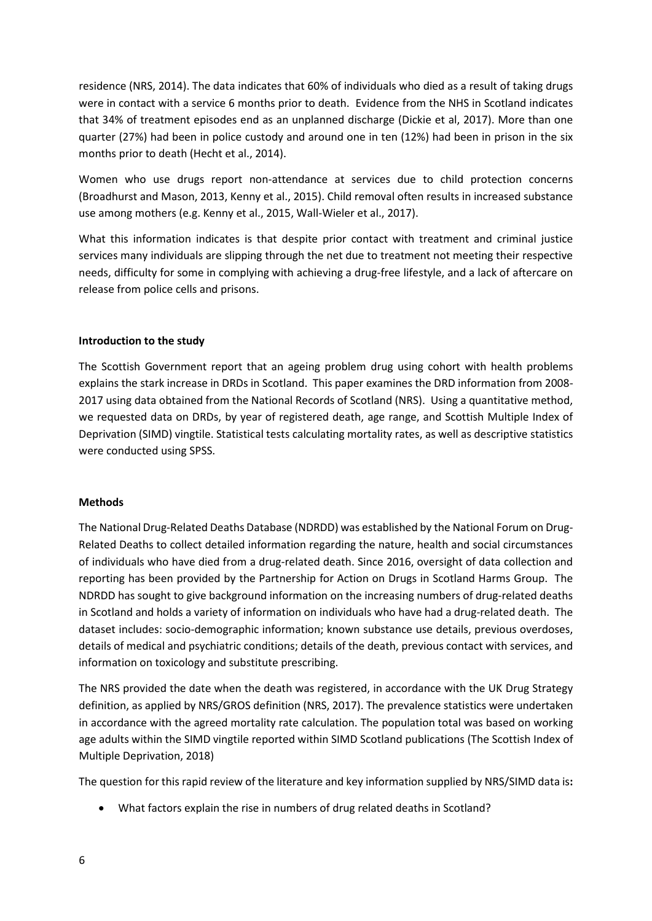residence (NRS, 2014). The data indicates that 60% of individuals who died as a result of taking drugs were in contact with a service 6 months prior to death. Evidence from the NHS in Scotland indicates that 34% of treatment episodes end as an unplanned discharge (Dickie et al, 2017). More than one quarter (27%) had been in police custody and around one in ten (12%) had been in prison in the six months prior to death (Hecht et al., 2014).

Women who use drugs report non-attendance at services due to child protection concerns (Broadhurst and Mason, 2013, Kenny et al., 2015). Child removal often results in increased substance use among mothers (e.g. Kenny et al., 2015, Wall-Wieler et al., 2017).

What this information indicates is that despite prior contact with treatment and criminal justice services many individuals are slipping through the net due to treatment not meeting their respective needs, difficulty for some in complying with achieving a drug-free lifestyle, and a lack of aftercare on release from police cells and prisons.

**Introduction to the study**

The Scottish Government report that an ageing problem drug using cohort with health problems explains the stark increase in DRDs in Scotland. This paper examines the DRD information from 2008-2017 using data obtained from the National Records of Scotland (NRS). Using a quantitative method, we requested data on DRDs, by year of registered death, age range, and Scottish Multiple Index of Deprivation (SIMD) vingtile. Statistical tests calculating mortality rates, as well as descriptive statistics were conducted using SPSS.

**Methods**

The National Drug-Related Deaths Database (NDRDD) was established by the National Forum on Drug-Related Deaths to collect detailed information regarding the nature, health and social circumstances of individuals who have died from a drug-related death. Since 2016, oversight of data collection and reporting has been provided by the Partnership for Action on Drugs in Scotland Harms Group. The NDRDD has sought to give background information on the increasing numbers of drug-related deaths in Scotland and holds a variety of information on individuals who have had a drug-related death. The dataset includes: socio-demographic information; known substance use details, previous overdoses, details of medical and psychiatric conditions; details of the death, previous contact with services, and information on toxicology and substitute prescribing.

The NRS provided the date when the death was registered, in accordance with the UK Drug Strategy definition, as applied by NRS/GROS definition (NRS, 2017). The prevalence statistics were undertaken in accordance with the agreed mortality rate calculation. The population total was based on working age adults within the SIMD vingtile reported within SIMD Scotland publications (The Scottish Index of Multiple Deprivation, 2018)

The question for this rapid review of the literature and key information supplied by NRS/SIMD data is**:**

- What factors explain the rise in numbers of drug related deaths in Scotland?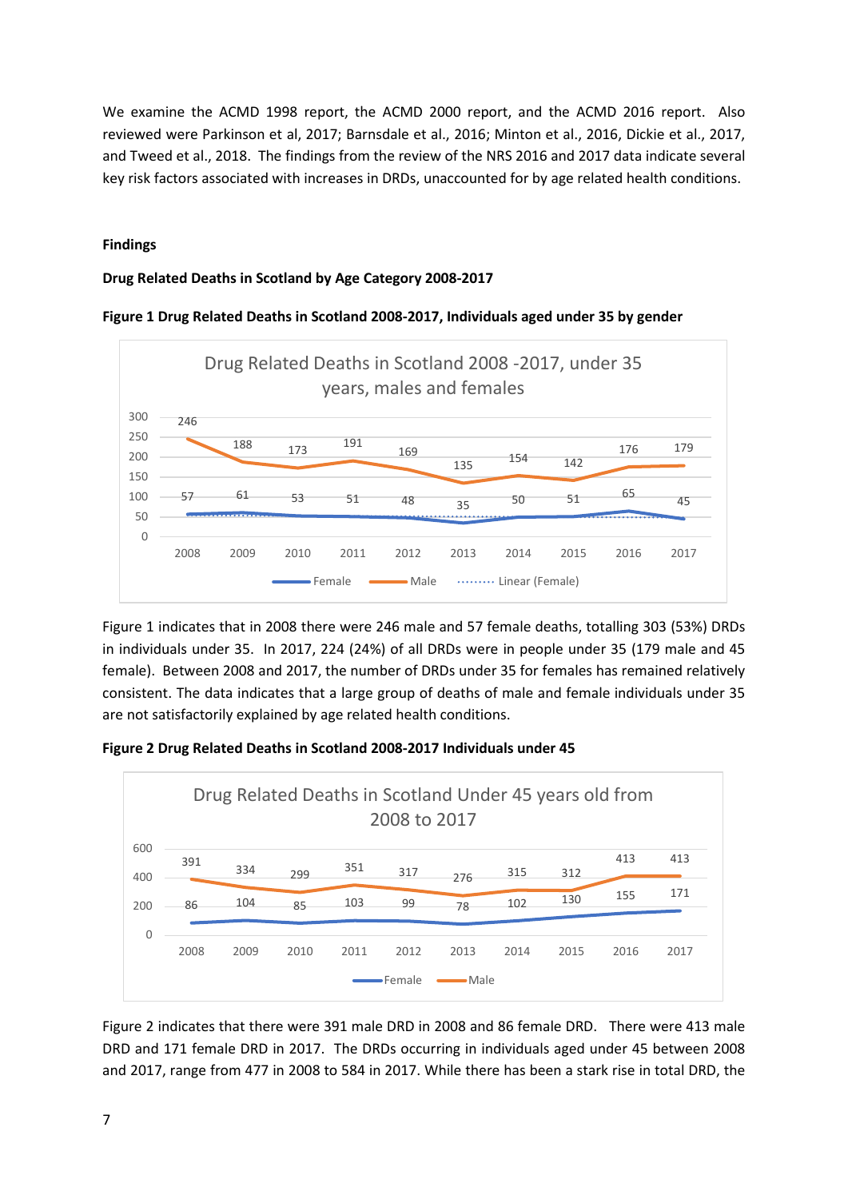We examine the ACMD 1998 report, the ACMD 2000 report, and the ACMD 2016 report. Also reviewed were Parkinson et al, 2017; Barnsdale et al., 2016; Minton et al., 2016, Dickie et al., 2017, and Tweed et al., 2018. The findings from the review of the NRS 2016 and 2017 data indicate several key risk factors associated with increases in DRDs, unaccounted for by age related health conditions.

**Findings**

**Drug Related Deaths in Scotland by Age Category 2008-2017**

**Figure 1 Drug Related Deaths in Scotland 2008-2017, Individuals aged under 35 by gender**

Drug Related Deaths in Scotland 2008 -2017, under 35 years, males and females

| Year | Female | Male |
|---|---|---|
| 2008 | 57 | 246 |
| 2009 | 61 | 188 |
| 2010 | 53 | 173 |
| 2011 | 51 | 191 |
| 2012 | 48 | 169 |
| 2013 | 35 | 135 |
| 2014 | 50 | 154 |
| 2015 | 51 | 142 |
| 2016 | 65 | 176 |
| 2017 | 45 | 179 |

Figure 1 indicates that in 2008 there were 246 male and 57 female deaths, totalling 303 (53%) DRDs in individuals under 35. In 2017, 224 (24%) of all DRDs were in people under 35 (179 male and 45 female). Between 2008 and 2017, the number of DRDs under 35 for females has remained relatively consistent. The data indicates that a large group of deaths of male and female individuals under 35 are not satisfactorily explained by age related health conditions.

**Figure 2 Drug Related Deaths in Scotland 2008-2017 Individuals under 45**

Drug Related Deaths in Scotland Under 45 years old from 2008 to 2017

| Year | Female | Male |
|---|---|---|
| 2008 | 86 | 391 |
| 2009 | 104 | 334 |
| 2010 | 85 | 299 |
| 2011 | 103 | 351 |
| 2012 | 99 | 317 |
| 2013 | 78 | 276 |
| 2014 | 102 | 315 |
| 2015 | 130 | 312 |
| 2016 | 155 | 413 |
| 2017 | 171 | 413 |

Figure 2 indicates that there were 391 male DRD in 2008 and 86 female DRD. There were 413 male DRD and 171 female DRD in 2017. The DRDs occurring in individuals aged under 45 between 2008 and 2017, range from 477 in 2008 to 584 in 2017. While there has been a stark rise in total DRD, the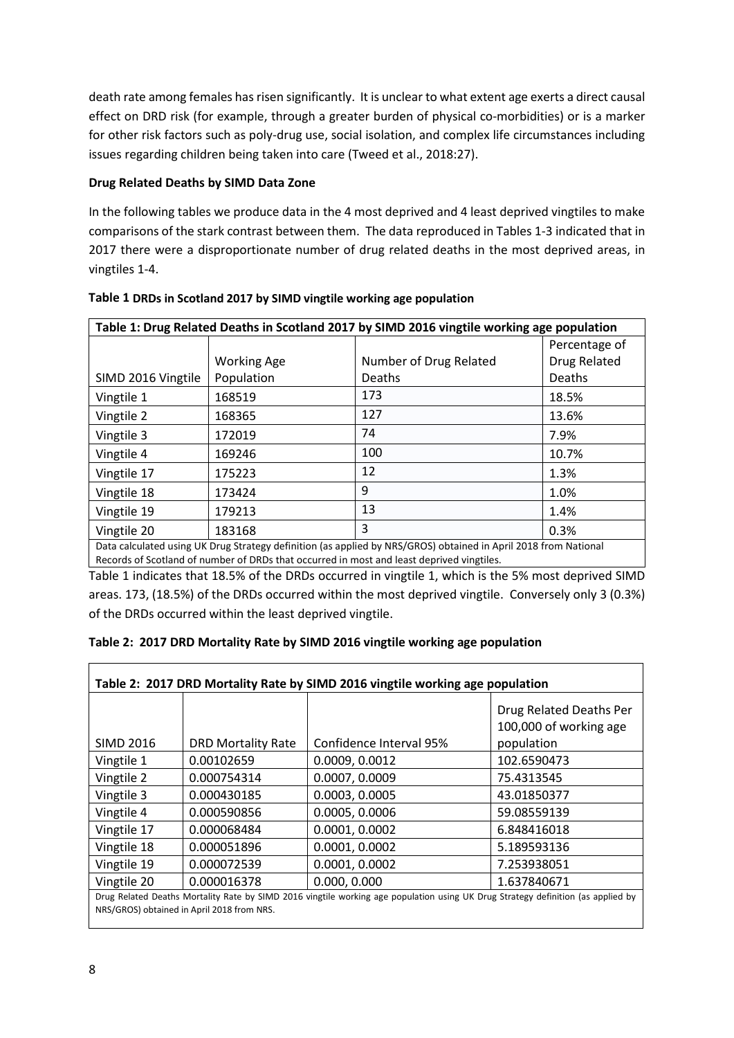death rate among females has risen significantly. It is unclear to what extent age exerts a direct causal effect on DRD risk (for example, through a greater burden of physical co-morbidities) or is a marker for other risk factors such as poly-drug use, social isolation, and complex life circumstances including issues regarding children being taken into care (Tweed et al., 2018:27).

**Drug Related Deaths by SIMD Data Zone**

In the following tables we produce data in the 4 most deprived and 4 least deprived vingtiles to make comparisons of the stark contrast between them. The data reproduced in Tables 1-3 indicated that in 2017 there were a disproportionate number of drug related deaths in the most deprived areas, in vingtiles 1-4.

**Table 1 DRDs in Scotland 2017 by SIMD vingtile working age population**

| Table 1: Drug Related Deaths in Scotland 2017 by SIMD 2016 vingtile working age population | | | |
|---|---|---|---|
| SIMD 2016 Vingtile | Working Age Population | Number of Drug Related Deaths | Percentage of Drug Related Deaths |
| Vingtile 1 | 168519 | 173 | 18.5% |
| Vingtile 2 | 168365 | 127 | 13.6% |
| Vingtile 3 | 172019 | 74 | 7.9% |
| Vingtile 4 | 169246 | 100 | 10.7% |
| Vingtile 17 | 175223 | 12 | 1.3% |
| Vingtile 18 | 173424 | 9 | 1.0% |
| Vingtile 19 | 179213 | 13 | 1.4% |
| Vingtile 20 | 183168 | 3 | 0.3% |

Data calculated using UK Drug Strategy definition (as applied by NRS/GROS) obtained in April 2018 from National Records of Scotland of number of DRDs that occurred in most and least deprived vingtiles.

Table 1 indicates that 18.5% of the DRDs occurred in vingtile 1, which is the 5% most deprived SIMD areas. 173, (18.5%) of the DRDs occurred within the most deprived vingtile. Conversely only 3 (0.3%) of the DRDs occurred within the least deprived vingtile.

**Table 2: 2017 DRD Mortality Rate by SIMD 2016 vingtile working age population**

| Table 2: 2017 DRD Mortality Rate by SIMD 2016 vingtile working age population | | | |
|---|---|---|---|
| SIMD 2016 | DRD Mortality Rate | Confidence Interval 95% | Drug Related Deaths Per 100,000 of working age population |
| Vingtile 1 | 0.00102659 | 0.0009, 0.0012 | 102.6590473 |
| Vingtile 2 | 0.000754314 | 0.0007, 0.0009 | 75.4313545 |
| Vingtile 3 | 0.000430185 | 0.0003, 0.0005 | 43.01850377 |
| Vingtile 4 | 0.000590856 | 0.0005, 0.0006 | 59.08559139 |
| Vingtile 17 | 0.000068484 | 0.0001, 0.0002 | 6.848416018 |
| Vingtile 18 | 0.000051896 | 0.0001, 0.0002 | 5.189593136 |
| Vingtile 19 | 0.000072539 | 0.0001, 0.0002 | 7.253938051 |
| Vingtile 20 | 0.000016378 | 0.000, 0.000 | 1.637840671 |

Drug Related Deaths Mortality Rate by SIMD 2016 vingtile working age population using UK Drug Strategy definition (as applied by NRS/GROS) obtained in April 2018 from NRS.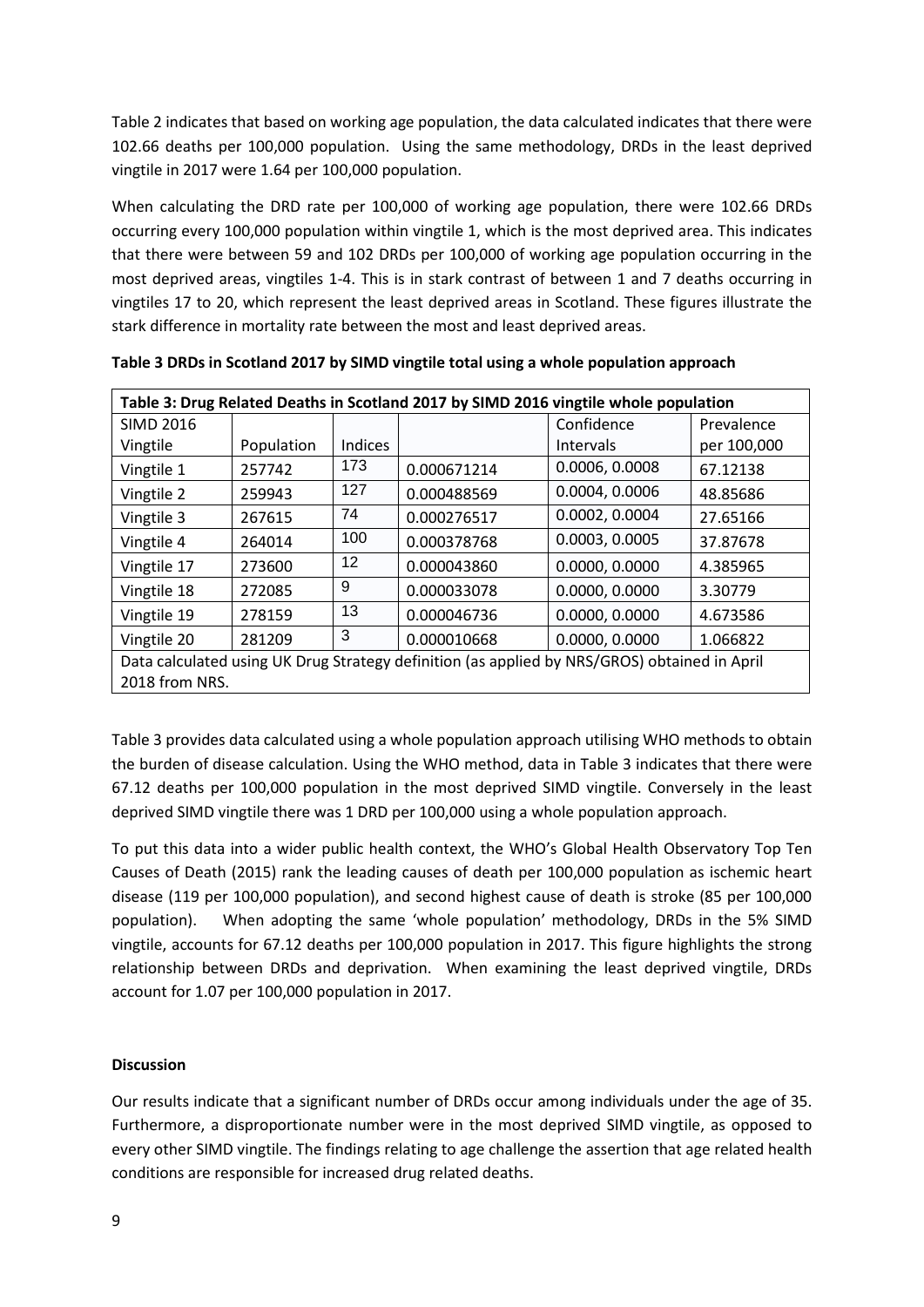Table 2 indicates that based on working age population, the data calculated indicates that there were 102.66 deaths per 100,000 population. Using the same methodology, DRDs in the least deprived vingtile in 2017 were 1.64 per 100,000 population.

When calculating the DRD rate per 100,000 of working age population, there were 102.66 DRDs occurring every 100,000 population within vingtile 1, which is the most deprived area. This indicates that there were between 59 and 102 DRDs per 100,000 of working age population occurring in the most deprived areas, vingtiles 1-4. This is in stark contrast of between 1 and 7 deaths occurring in vingtiles 17 to 20, which represent the least deprived areas in Scotland. These figures illustrate the stark difference in mortality rate between the most and least deprived areas.

**Table 3 DRDs in Scotland 2017 by SIMD vingtile total using a whole population approach**

| Table 3: Drug Related Deaths in Scotland 2017 by SIMD 2016 vingtile whole population | | | | | |
|---|---|---|---|---|---|
| SIMD 2016 Vingtile | Population | Indices | | Confidence Intervals | Prevalence per 100,000 |
| Vingtile 1 | 257742 | 173 | 0.000671214 | 0.0006, 0.0008 | 67.12138 |
| Vingtile 2 | 259943 | 127 | 0.000488569 | 0.0004, 0.0006 | 48.85686 |
| Vingtile 3 | 267615 | 74 | 0.000276517 | 0.0002, 0.0004 | 27.65166 |
| Vingtile 4 | 264014 | 100 | 0.000378768 | 0.0003, 0.0005 | 37.87678 |
| Vingtile 17 | 273600 | 12 | 0.000043860 | 0.0000, 0.0000 | 4.385965 |
| Vingtile 18 | 272085 | 9 | 0.000033078 | 0.0000, 0.0000 | 3.30779 |
| Vingtile 19 | 278159 | 13 | 0.000046736 | 0.0000, 0.0000 | 4.673586 |
| Vingtile 20 | 281209 | 3 | 0.000010668 | 0.0000, 0.0000 | 1.066822 |
| Data calculated using UK Drug Strategy definition (as applied by NRS/GROS) obtained in April 2018 from NRS. | | | | | |

Table 3 provides data calculated using a whole population approach utilising WHO methods to obtain the burden of disease calculation. Using the WHO method, data in Table 3 indicates that there were 67.12 deaths per 100,000 population in the most deprived SIMD vingtile. Conversely in the least deprived SIMD vingtile there was 1 DRD per 100,000 using a whole population approach.

To put this data into a wider public health context, the WHO's Global Health Observatory Top Ten Causes of Death (2015) rank the leading causes of death per 100,000 population as ischemic heart disease (119 per 100,000 population), and second highest cause of death is stroke (85 per 100,000 population). When adopting the same 'whole population' methodology, DRDs in the 5% SIMD vingtile, accounts for 67.12 deaths per 100,000 population in 2017. This figure highlights the strong relationship between DRDs and deprivation. When examining the least deprived vingtile, DRDs account for 1.07 per 100,000 population in 2017.

**Discussion**

Our results indicate that a significant number of DRDs occur among individuals under the age of 35. Furthermore, a disproportionate number were in the most deprived SIMD vingtile, as opposed to every other SIMD vingtile. The findings relating to age challenge the assertion that age related health conditions are responsible for increased drug related deaths.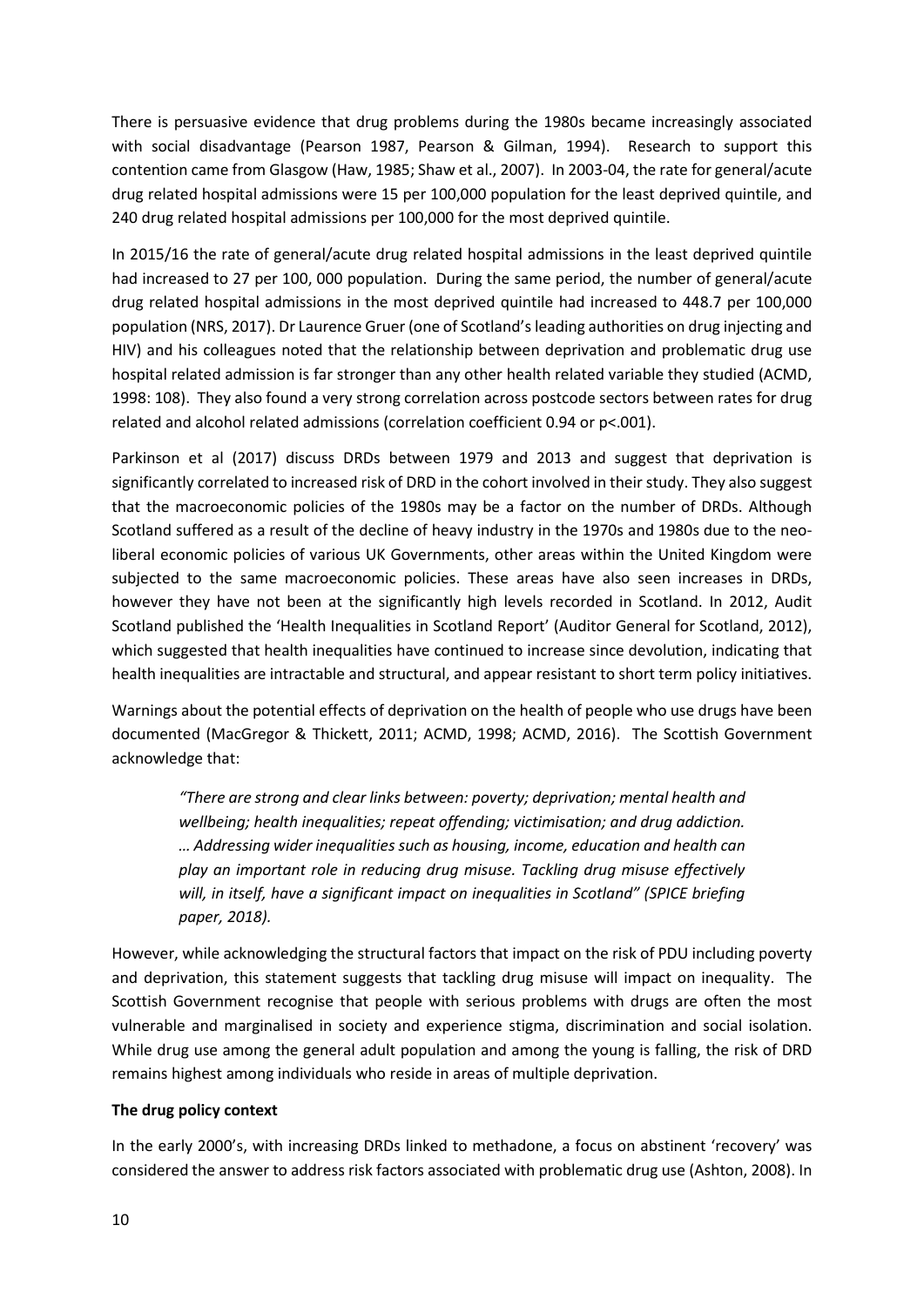There is persuasive evidence that drug problems during the 1980s became increasingly associated with social disadvantage (Pearson 1987, Pearson & Gilman, 1994). Research to support this contention came from Glasgow (Haw, 1985; Shaw et al., 2007). In 2003-04, the rate for general/acute drug related hospital admissions were 15 per 100,000 population for the least deprived quintile, and 240 drug related hospital admissions per 100,000 for the most deprived quintile.

In 2015/16 the rate of general/acute drug related hospital admissions in the least deprived quintile had increased to 27 per 100, 000 population. During the same period, the number of general/acute drug related hospital admissions in the most deprived quintile had increased to 448.7 per 100,000 population (NRS, 2017). Dr Laurence Gruer (one of Scotland's leading authorities on drug injecting and HIV) and his colleagues noted that the relationship between deprivation and problematic drug use hospital related admission is far stronger than any other health related variable they studied (ACMD, 1998: 108). They also found a very strong correlation across postcode sectors between rates for drug related and alcohol related admissions (correlation coefficient 0.94 or $p<.001$).

Parkinson et al (2017) discuss DRDs between 1979 and 2013 and suggest that deprivation is significantly correlated to increased risk of DRD in the cohort involved in their study. They also suggest that the macroeconomic policies of the 1980s may be a factor on the number of DRDs. Although Scotland suffered as a result of the decline of heavy industry in the 1970s and 1980s due to the neo-liberal economic policies of various UK Governments, other areas within the United Kingdom were subjected to the same macroeconomic policies. These areas have also seen increases in DRDs, however they have not been at the significantly high levels recorded in Scotland. In 2012, Audit Scotland published the 'Health Inequalities in Scotland Report' (Auditor General for Scotland, 2012), which suggested that health inequalities have continued to increase since devolution, indicating that health inequalities are intractable and structural, and appear resistant to short term policy initiatives.

Warnings about the potential effects of deprivation on the health of people who use drugs have been documented (MacGregor & Thickett, 2011; ACMD, 1998; ACMD, 2016). The Scottish Government acknowledge that:

> *"There are strong and clear links between: poverty; deprivation; mental health and wellbeing; health inequalities; repeat offending; victimisation; and drug addiction. … Addressing wider inequalities such as housing, income, education and health can play an important role in reducing drug misuse. Tackling drug misuse effectively will, in itself, have a significant impact on inequalities in Scotland" (SPICE briefing paper, 2018).*

However, while acknowledging the structural factors that impact on the risk of PDU including poverty and deprivation, this statement suggests that tackling drug misuse will impact on inequality. The Scottish Government recognise that people with serious problems with drugs are often the most vulnerable and marginalised in society and experience stigma, discrimination and social isolation. While drug use among the general adult population and among the young is falling, the risk of DRD remains highest among individuals who reside in areas of multiple deprivation.

**The drug policy context**

In the early 2000's, with increasing DRDs linked to methadone, a focus on abstinent 'recovery' was considered the answer to address risk factors associated with problematic drug use (Ashton, 2008). In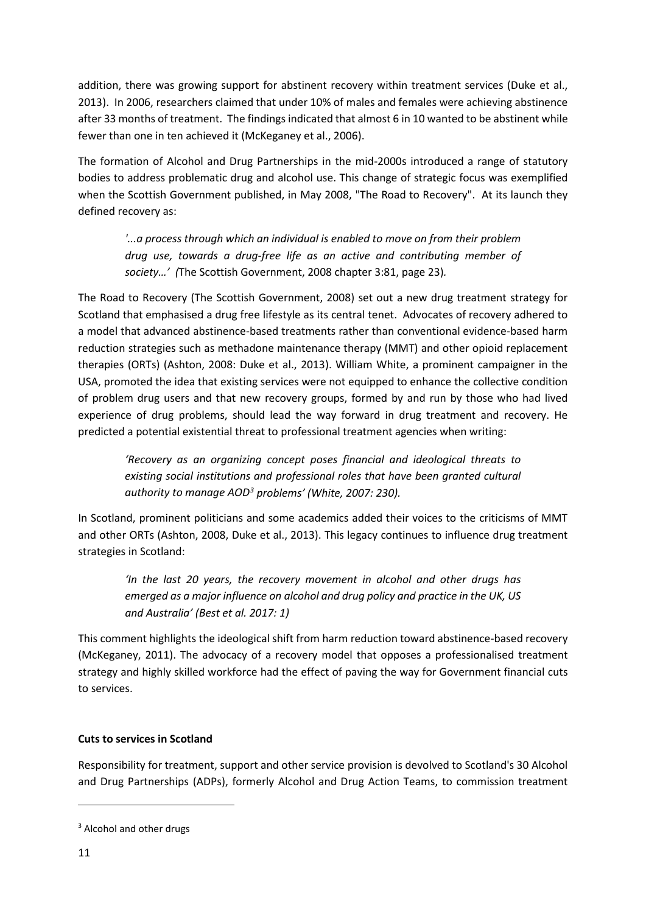addition, there was growing support for abstinent recovery within treatment services (Duke et al., 2013). In 2006, researchers claimed that under 10% of males and females were achieving abstinence after 33 months of treatment. The findings indicated that almost 6 in 10 wanted to be abstinent while fewer than one in ten achieved it (McKeganey et al., 2006).

The formation of Alcohol and Drug Partnerships in the mid-2000s introduced a range of statutory bodies to address problematic drug and alcohol use. This change of strategic focus was exemplified when the Scottish Government published, in May 2008, "The Road to Recovery". At its launch they defined recovery as:

> *'...a process through which an individual is enabled to move on from their problem drug use, towards a drug-free life as an active and contributing member of society…' (*The Scottish Government, 2008 chapter 3:81, page 23).

The Road to Recovery (The Scottish Government, 2008) set out a new drug treatment strategy for Scotland that emphasised a drug free lifestyle as its central tenet. Advocates of recovery adhered to a model that advanced abstinence-based treatments rather than conventional evidence-based harm reduction strategies such as methadone maintenance therapy (MMT) and other opioid replacement therapies (ORTs) (Ashton, 2008: Duke et al., 2013). William White, a prominent campaigner in the USA, promoted the idea that existing services were not equipped to enhance the collective condition of problem drug users and that new recovery groups, formed by and run by those who had lived experience of drug problems, should lead the way forward in drug treatment and recovery. He predicted a potential existential threat to professional treatment agencies when writing:

> *'Recovery as an organizing concept poses financial and ideological threats to existing social institutions and professional roles that have been granted cultural authority to manage AOD[3] problems' (White, 2007: 230).*

In Scotland, prominent politicians and some academics added their voices to the criticisms of MMT and other ORTs (Ashton, 2008, Duke et al., 2013). This legacy continues to influence drug treatment strategies in Scotland:

> *'In the last 20 years, the recovery movement in alcohol and other drugs has emerged as a major influence on alcohol and drug policy and practice in the UK, US and Australia' (Best et al. 2017: 1)*

This comment highlights the ideological shift from harm reduction toward abstinence-based recovery (McKeganey, 2011). The advocacy of a recovery model that opposes a professionalised treatment strategy and highly skilled workforce had the effect of paving the way for Government financial cuts to services.

**Cuts to services in Scotland**

Responsibility for treatment, support and other service provision is devolved to Scotland's 30 Alcohol and Drug Partnerships (ADPs), formerly Alcohol and Drug Action Teams, to commission treatment

[3] Alcohol and other drugs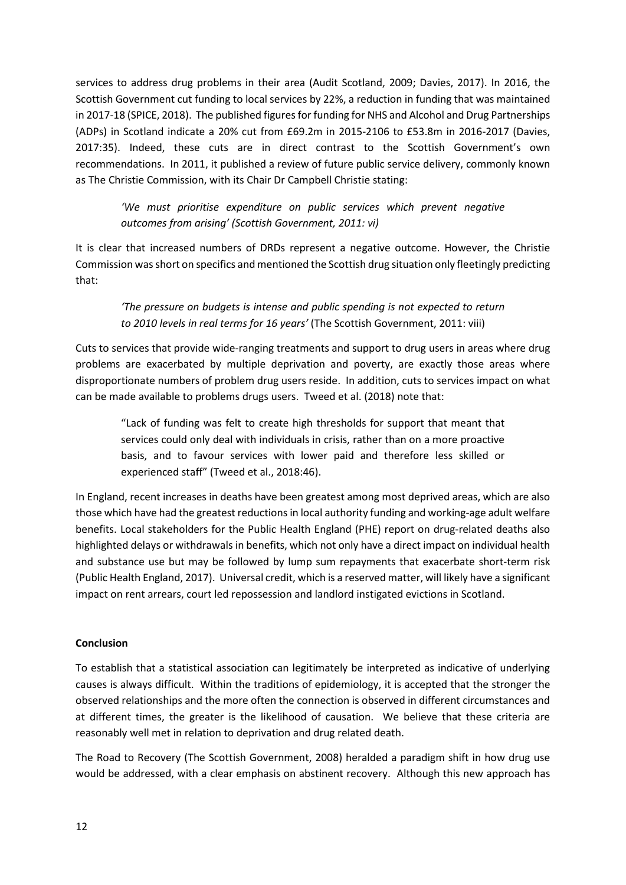services to address drug problems in their area (Audit Scotland, 2009; Davies, 2017). In 2016, the Scottish Government cut funding to local services by 22%, a reduction in funding that was maintained in 2017-18 (SPICE, 2018). The published figures for funding for NHS and Alcohol and Drug Partnerships (ADPs) in Scotland indicate a 20% cut from £69.2m in 2015-2106 to £53.8m in 2016-2017 (Davies, 2017:35). Indeed, these cuts are in direct contrast to the Scottish Government's own recommendations. In 2011, it published a review of future public service delivery, commonly known as The Christie Commission, with its Chair Dr Campbell Christie stating:

> *'We must prioritise expenditure on public services which prevent negative outcomes from arising' (Scottish Government, 2011: vi)*

It is clear that increased numbers of DRDs represent a negative outcome. However, the Christie Commission was short on specifics and mentioned the Scottish drug situation only fleetingly predicting that:

> *'The pressure on budgets is intense and public spending is not expected to return to 2010 levels in real terms for 16 years'* (The Scottish Government, 2011: viii)

Cuts to services that provide wide-ranging treatments and support to drug users in areas where drug problems are exacerbated by multiple deprivation and poverty, are exactly those areas where disproportionate numbers of problem drug users reside. In addition, cuts to services impact on what can be made available to problems drugs users. Tweed et al. (2018) note that:

> "Lack of funding was felt to create high thresholds for support that meant that services could only deal with individuals in crisis, rather than on a more proactive basis, and to favour services with lower paid and therefore less skilled or experienced staff" (Tweed et al., 2018:46).

In England, recent increases in deaths have been greatest among most deprived areas, which are also those which have had the greatest reductions in local authority funding and working-age adult welfare benefits. Local stakeholders for the Public Health England (PHE) report on drug-related deaths also highlighted delays or withdrawals in benefits, which not only have a direct impact on individual health and substance use but may be followed by lump sum repayments that exacerbate short-term risk (Public Health England, 2017). Universal credit, which is a reserved matter, will likely have a significant impact on rent arrears, court led repossession and landlord instigated evictions in Scotland.

## Conclusion

To establish that a statistical association can legitimately be interpreted as indicative of underlying causes is always difficult. Within the traditions of epidemiology, it is accepted that the stronger the observed relationships and the more often the connection is observed in different circumstances and at different times, the greater is the likelihood of causation. We believe that these criteria are reasonably well met in relation to deprivation and drug related death.

The Road to Recovery (The Scottish Government, 2008) heralded a paradigm shift in how drug use would be addressed, with a clear emphasis on abstinent recovery. Although this new approach has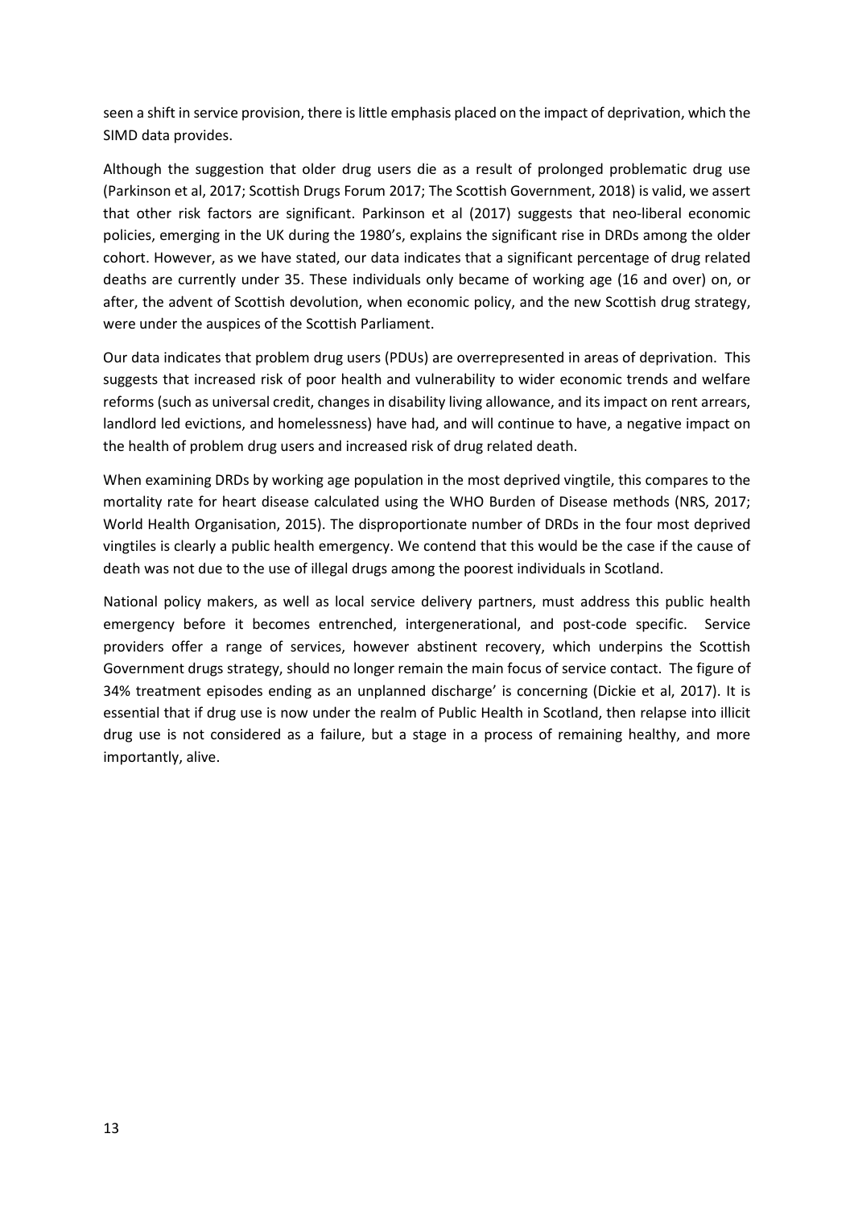seen a shift in service provision, there is little emphasis placed on the impact of deprivation, which the SIMD data provides.

Although the suggestion that older drug users die as a result of prolonged problematic drug use (Parkinson et al, 2017; Scottish Drugs Forum 2017; The Scottish Government, 2018) is valid, we assert that other risk factors are significant. Parkinson et al (2017) suggests that neo-liberal economic policies, emerging in the UK during the 1980's, explains the significant rise in DRDs among the older cohort. However, as we have stated, our data indicates that a significant percentage of drug related deaths are currently under 35. These individuals only became of working age (16 and over) on, or after, the advent of Scottish devolution, when economic policy, and the new Scottish drug strategy, were under the auspices of the Scottish Parliament.

Our data indicates that problem drug users (PDUs) are overrepresented in areas of deprivation. This suggests that increased risk of poor health and vulnerability to wider economic trends and welfare reforms (such as universal credit, changes in disability living allowance, and its impact on rent arrears, landlord led evictions, and homelessness) have had, and will continue to have, a negative impact on the health of problem drug users and increased risk of drug related death.

When examining DRDs by working age population in the most deprived vingtile, this compares to the mortality rate for heart disease calculated using the WHO Burden of Disease methods (NRS, 2017; World Health Organisation, 2015). The disproportionate number of DRDs in the four most deprived vingtiles is clearly a public health emergency. We contend that this would be the case if the cause of death was not due to the use of illegal drugs among the poorest individuals in Scotland.

National policy makers, as well as local service delivery partners, must address this public health emergency before it becomes entrenched, intergenerational, and post-code specific. Service providers offer a range of services, however abstinent recovery, which underpins the Scottish Government drugs strategy, should no longer remain the main focus of service contact. The figure of 34% treatment episodes ending as an unplanned discharge' is concerning (Dickie et al, 2017). It is essential that if drug use is now under the realm of Public Health in Scotland, then relapse into illicit drug use is not considered as a failure, but a stage in a process of remaining healthy, and more importantly, alive.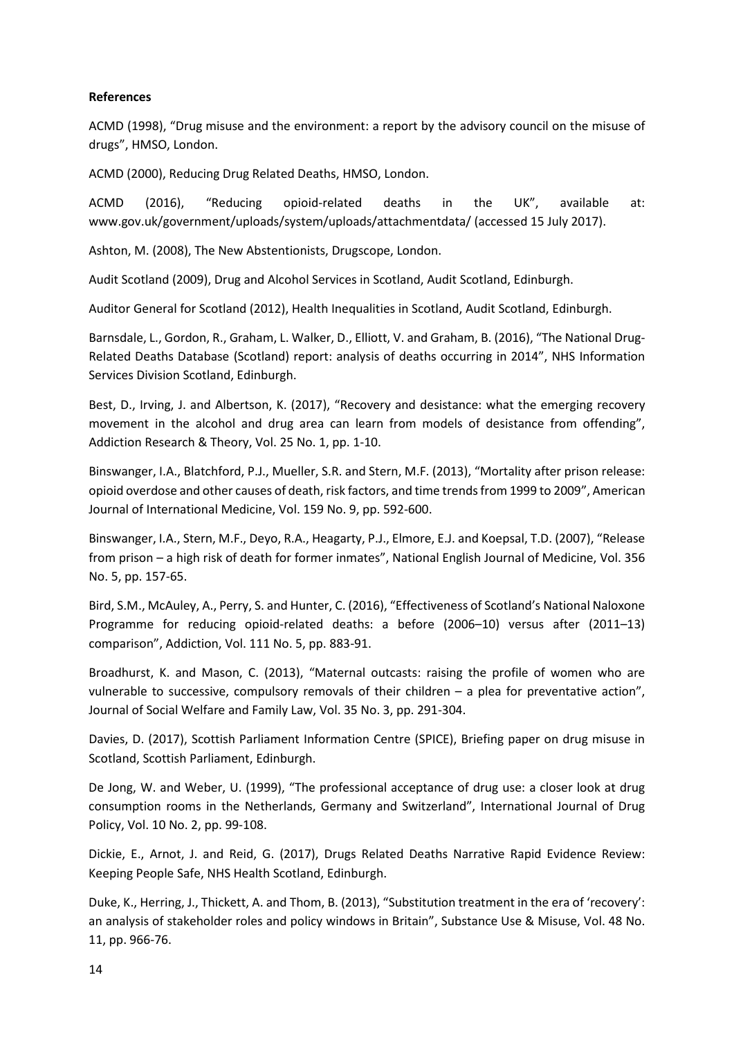**References**

ACMD (1998), “Drug misuse and the environment: a report by the advisory council on the misuse of drugs”, HMSO, London.

ACMD (2000), Reducing Drug Related Deaths, HMSO, London.

ACMD (2016), “Reducing opioid-related deaths in the UK”, available at: www.gov.uk/government/uploads/system/uploads/attachmentdata/ (accessed 15 July 2017).

Ashton, M. (2008), The New Abstentionists, Drugscope, London.

Audit Scotland (2009), Drug and Alcohol Services in Scotland, Audit Scotland, Edinburgh.

Auditor General for Scotland (2012), Health Inequalities in Scotland, Audit Scotland, Edinburgh.

Barnsdale, L., Gordon, R., Graham, L. Walker, D., Elliott, V. and Graham, B. (2016), “The National Drug-Related Deaths Database (Scotland) report: analysis of deaths occurring in 2014”, NHS Information Services Division Scotland, Edinburgh.

Best, D., Irving, J. and Albertson, K. (2017), “Recovery and desistance: what the emerging recovery movement in the alcohol and drug area can learn from models of desistance from offending”, Addiction Research & Theory, Vol. 25 No. 1, pp. 1-10.

Binswanger, I.A., Blatchford, P.J., Mueller, S.R. and Stern, M.F. (2013), “Mortality after prison release: opioid overdose and other causes of death, risk factors, and time trends from 1999 to 2009”, American Journal of International Medicine, Vol. 159 No. 9, pp. 592-600.

Binswanger, I.A., Stern, M.F., Deyo, R.A., Heagarty, P.J., Elmore, E.J. and Koepsal, T.D. (2007), “Release from prison – a high risk of death for former inmates”, National English Journal of Medicine, Vol. 356 No. 5, pp. 157-65.

Bird, S.M., McAuley, A., Perry, S. and Hunter, C. (2016), “Effectiveness of Scotland’s National Naloxone Programme for reducing opioid-related deaths: a before (2006–10) versus after (2011–13) comparison”, Addiction, Vol. 111 No. 5, pp. 883-91.

Broadhurst, K. and Mason, C. (2013), “Maternal outcasts: raising the profile of women who are vulnerable to successive, compulsory removals of their children – a plea for preventative action”, Journal of Social Welfare and Family Law, Vol. 35 No. 3, pp. 291-304.

Davies, D. (2017), Scottish Parliament Information Centre (SPICE), Briefing paper on drug misuse in Scotland, Scottish Parliament, Edinburgh.

De Jong, W. and Weber, U. (1999), “The professional acceptance of drug use: a closer look at drug consumption rooms in the Netherlands, Germany and Switzerland”, International Journal of Drug Policy, Vol. 10 No. 2, pp. 99-108.

Dickie, E., Arnot, J. and Reid, G. (2017), Drugs Related Deaths Narrative Rapid Evidence Review: Keeping People Safe, NHS Health Scotland, Edinburgh.

Duke, K., Herring, J., Thickett, A. and Thom, B. (2013), “Substitution treatment in the era of ‘recovery’: an analysis of stakeholder roles and policy windows in Britain”, Substance Use & Misuse, Vol. 48 No. 11, pp. 966-76.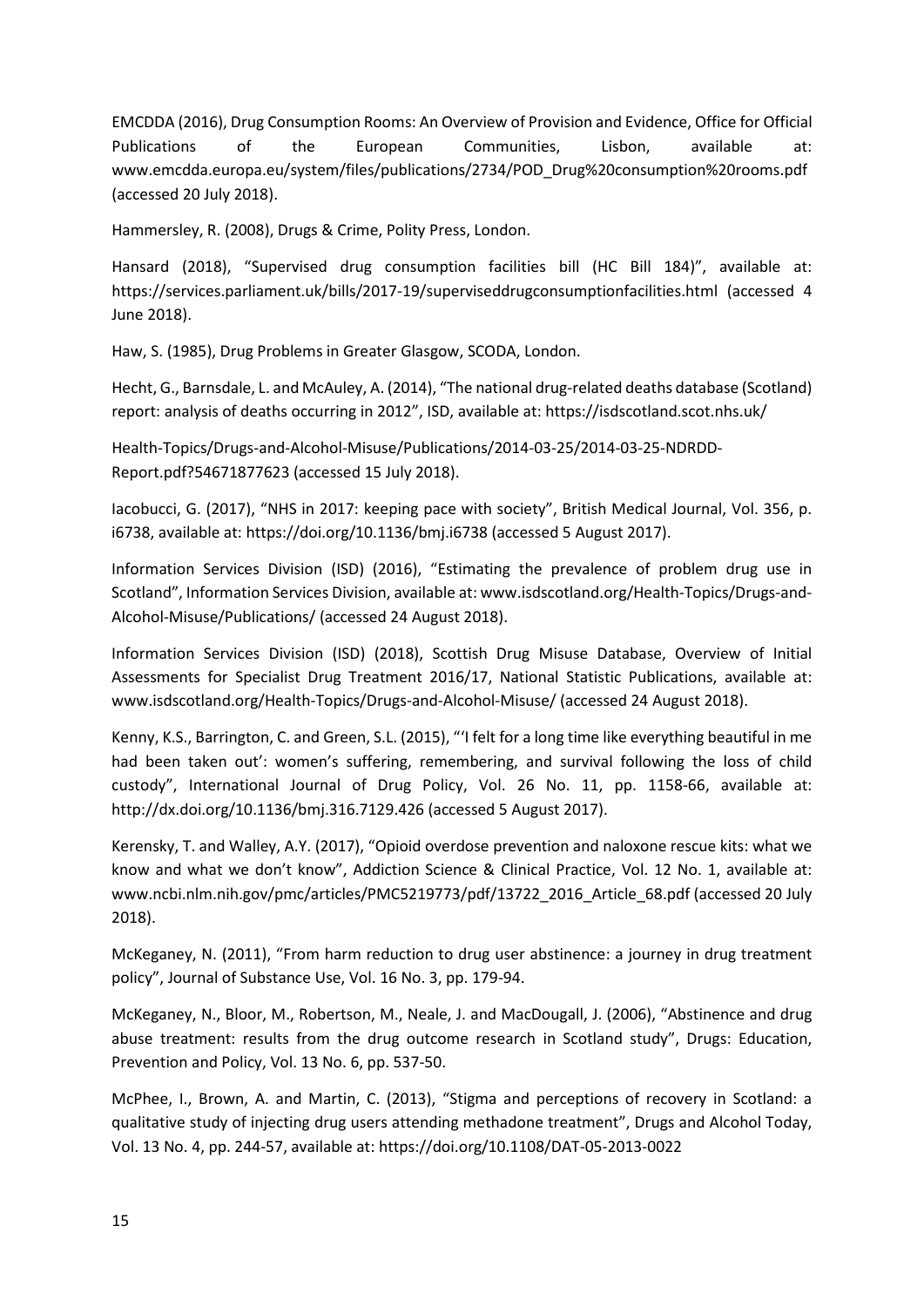EMCDDA (2016), Drug Consumption Rooms: An Overview of Provision and Evidence, Office for Official Publications of the European Communities, Lisbon, available at: www.emcdda.europa.eu/system/files/publications/2734/POD_Drug%20consumption%20rooms.pdf (accessed 20 July 2018).

Hammersley, R. (2008), Drugs & Crime, Polity Press, London.

Hansard (2018), "Supervised drug consumption facilities bill (HC Bill 184)", available at: https://services.parliament.uk/bills/2017-19/superviseddrugconsumptionfacilities.html (accessed 4 June 2018).

Haw, S. (1985), Drug Problems in Greater Glasgow, SCODA, London.

Hecht, G., Barnsdale, L. and McAuley, A. (2014), "The national drug-related deaths database (Scotland) report: analysis of deaths occurring in 2012", ISD, available at: https://isdscotland.scot.nhs.uk/

Health-Topics/Drugs-and-Alcohol-Misuse/Publications/2014-03-25/2014-03-25-NDRDD-Report.pdf?54671877623 (accessed 15 July 2018).

Iacobucci, G. (2017), "NHS in 2017: keeping pace with society", British Medical Journal, Vol. 356, p. i6738, available at: https://doi.org/10.1136/bmj.i6738 (accessed 5 August 2017).

Information Services Division (ISD) (2016), "Estimating the prevalence of problem drug use in Scotland", Information Services Division, available at: www.isdscotland.org/Health-Topics/Drugs-and-Alcohol-Misuse/Publications/ (accessed 24 August 2018).

Information Services Division (ISD) (2018), Scottish Drug Misuse Database, Overview of Initial Assessments for Specialist Drug Treatment 2016/17, National Statistic Publications, available at: www.isdscotland.org/Health-Topics/Drugs-and-Alcohol-Misuse/ (accessed 24 August 2018).

Kenny, K.S., Barrington, C. and Green, S.L. (2015), "'I felt for a long time like everything beautiful in me had been taken out': women's suffering, remembering, and survival following the loss of child custody", International Journal of Drug Policy, Vol. 26 No. 11, pp. 1158-66, available at: http://dx.doi.org/10.1136/bmj.316.7129.426 (accessed 5 August 2017).

Kerensky, T. and Walley, A.Y. (2017), "Opioid overdose prevention and naloxone rescue kits: what we know and what we don't know", Addiction Science & Clinical Practice, Vol. 12 No. 1, available at: www.ncbi.nlm.nih.gov/pmc/articles/PMC5219773/pdf/13722_2016_Article_68.pdf (accessed 20 July 2018).

McKeganey, N. (2011), "From harm reduction to drug user abstinence: a journey in drug treatment policy", Journal of Substance Use, Vol. 16 No. 3, pp. 179-94.

McKeganey, N., Bloor, M., Robertson, M., Neale, J. and MacDougall, J. (2006), "Abstinence and drug abuse treatment: results from the drug outcome research in Scotland study", Drugs: Education, Prevention and Policy, Vol. 13 No. 6, pp. 537-50.

McPhee, I., Brown, A. and Martin, C. (2013), "Stigma and perceptions of recovery in Scotland: a qualitative study of injecting drug users attending methadone treatment", Drugs and Alcohol Today, Vol. 13 No. 4, pp. 244-57, available at: https://doi.org/10.1108/DAT-05-2013-0022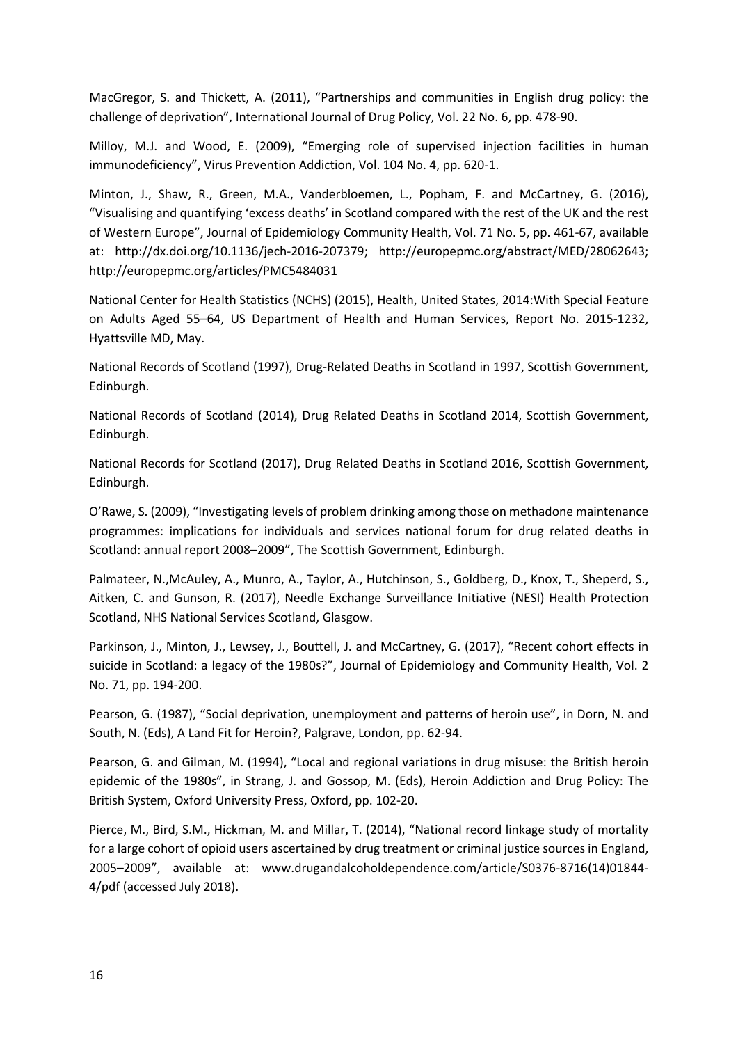MacGregor, S. and Thickett, A. (2011), “Partnerships and communities in English drug policy: the challenge of deprivation”, International Journal of Drug Policy, Vol. 22 No. 6, pp. 478-90.

Milloy, M.J. and Wood, E. (2009), “Emerging role of supervised injection facilities in human immunodeficiency”, Virus Prevention Addiction, Vol. 104 No. 4, pp. 620-1.

Minton, J., Shaw, R., Green, M.A., Vanderbloemen, L., Popham, F. and McCartney, G. (2016), “Visualising and quantifying ‘excess deaths’ in Scotland compared with the rest of the UK and the rest of Western Europe”, Journal of Epidemiology Community Health, Vol. 71 No. 5, pp. 461-67, available at: http://dx.doi.org/10.1136/jech-2016-207379; http://europepmc.org/abstract/MED/28062643; http://europepmc.org/articles/PMC5484031

National Center for Health Statistics (NCHS) (2015), Health, United States, 2014:With Special Feature on Adults Aged 55–64, US Department of Health and Human Services, Report No. 2015-1232, Hyattsville MD, May.

National Records of Scotland (1997), Drug-Related Deaths in Scotland in 1997, Scottish Government, Edinburgh.

National Records of Scotland (2014), Drug Related Deaths in Scotland 2014, Scottish Government, Edinburgh.

National Records for Scotland (2017), Drug Related Deaths in Scotland 2016, Scottish Government, Edinburgh.

O’Rawe, S. (2009), “Investigating levels of problem drinking among those on methadone maintenance programmes: implications for individuals and services national forum for drug related deaths in Scotland: annual report 2008–2009”, The Scottish Government, Edinburgh.

Palmateer, N.,McAuley, A., Munro, A., Taylor, A., Hutchinson, S., Goldberg, D., Knox, T., Sheperd, S., Aitken, C. and Gunson, R. (2017), Needle Exchange Surveillance Initiative (NESI) Health Protection Scotland, NHS National Services Scotland, Glasgow.

Parkinson, J., Minton, J., Lewsey, J., Bouttell, J. and McCartney, G. (2017), “Recent cohort effects in suicide in Scotland: a legacy of the 1980s?”, Journal of Epidemiology and Community Health, Vol. 2 No. 71, pp. 194-200.

Pearson, G. (1987), “Social deprivation, unemployment and patterns of heroin use”, in Dorn, N. and South, N. (Eds), A Land Fit for Heroin?, Palgrave, London, pp. 62-94.

Pearson, G. and Gilman, M. (1994), “Local and regional variations in drug misuse: the British heroin epidemic of the 1980s”, in Strang, J. and Gossop, M. (Eds), Heroin Addiction and Drug Policy: The British System, Oxford University Press, Oxford, pp. 102-20.

Pierce, M., Bird, S.M., Hickman, M. and Millar, T. (2014), “National record linkage study of mortality for a large cohort of opioid users ascertained by drug treatment or criminal justice sources in England, 2005–2009”, available at: www.drugandalcoholdependence.com/article/S0376-8716(14)01844-4/pdf (accessed July 2018).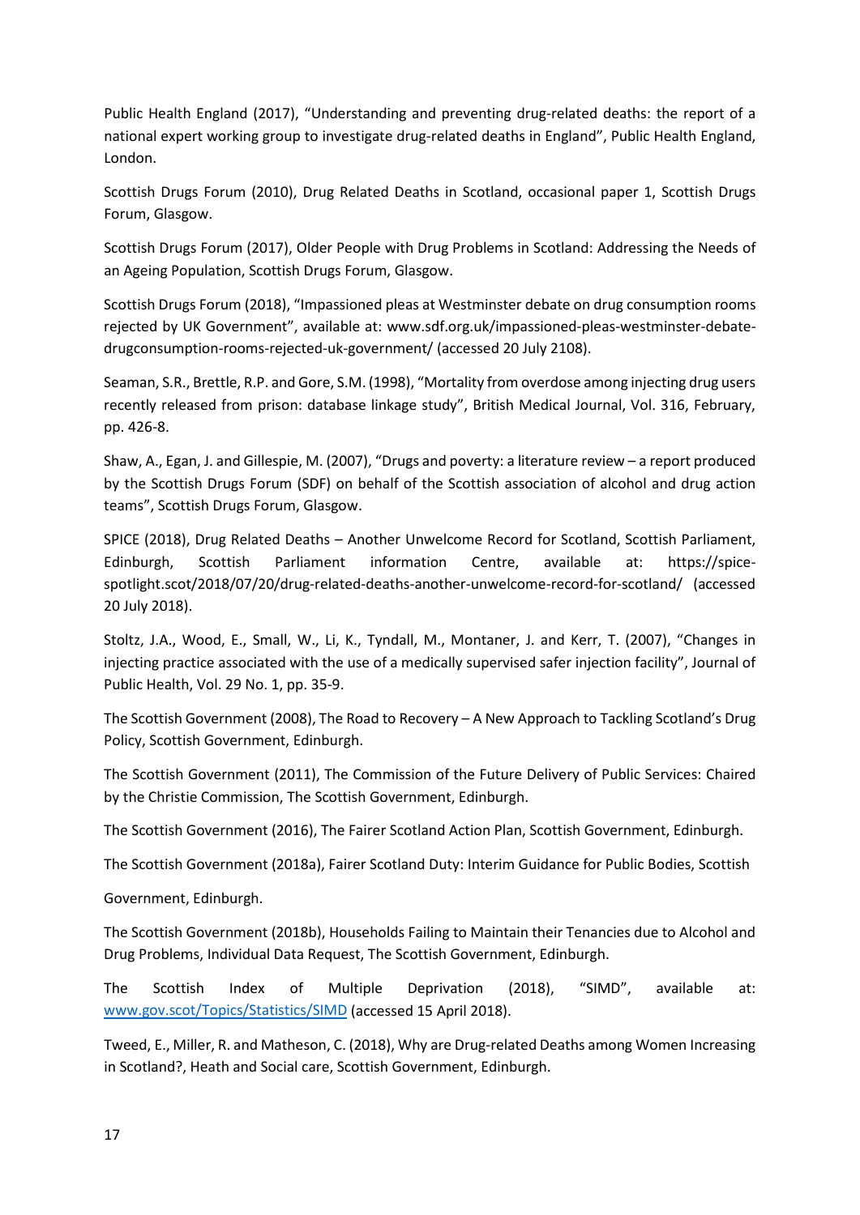Public Health England (2017), "Understanding and preventing drug-related deaths: the report of a national expert working group to investigate drug-related deaths in England", Public Health England, London.

Scottish Drugs Forum (2010), Drug Related Deaths in Scotland, occasional paper 1, Scottish Drugs Forum, Glasgow.

Scottish Drugs Forum (2017), Older People with Drug Problems in Scotland: Addressing the Needs of an Ageing Population, Scottish Drugs Forum, Glasgow.

Scottish Drugs Forum (2018), "Impassioned pleas at Westminster debate on drug consumption rooms rejected by UK Government", available at: www.sdf.org.uk/impassioned-pleas-westminster-debate-drugconsumption-rooms-rejected-uk-government/ (accessed 20 July 2108).

Seaman, S.R., Brettle, R.P. and Gore, S.M. (1998), "Mortality from overdose among injecting drug users recently released from prison: database linkage study", British Medical Journal, Vol. 316, February, pp. 426-8.

Shaw, A., Egan, J. and Gillespie, M. (2007), "Drugs and poverty: a literature review – a report produced by the Scottish Drugs Forum (SDF) on behalf of the Scottish association of alcohol and drug action teams", Scottish Drugs Forum, Glasgow.

SPICE (2018), Drug Related Deaths – Another Unwelcome Record for Scotland, Scottish Parliament, Edinburgh, Scottish Parliament information Centre, available at: https://spice-spotlight.scot/2018/07/20/drug-related-deaths-another-unwelcome-record-for-scotland/ (accessed 20 July 2018).

Stoltz, J.A., Wood, E., Small, W., Li, K., Tyndall, M., Montaner, J. and Kerr, T. (2007), "Changes in injecting practice associated with the use of a medically supervised safer injection facility", Journal of Public Health, Vol. 29 No. 1, pp. 35-9.

The Scottish Government (2008), The Road to Recovery – A New Approach to Tackling Scotland's Drug Policy, Scottish Government, Edinburgh.

The Scottish Government (2011), The Commission of the Future Delivery of Public Services: Chaired by the Christie Commission, The Scottish Government, Edinburgh.

The Scottish Government (2016), The Fairer Scotland Action Plan, Scottish Government, Edinburgh.

The Scottish Government (2018a), Fairer Scotland Duty: Interim Guidance for Public Bodies, Scottish Government, Edinburgh.

The Scottish Government (2018b), Households Failing to Maintain their Tenancies due to Alcohol and Drug Problems, Individual Data Request, The Scottish Government, Edinburgh.

The Scottish Index of Multiple Deprivation (2018), "SIMD", available at: www.gov.scot/Topics/Statistics/SIMD (accessed 15 April 2018).

Tweed, E., Miller, R. and Matheson, C. (2018), Why are Drug-related Deaths among Women Increasing in Scotland?, Heath and Social care, Scottish Government, Edinburgh.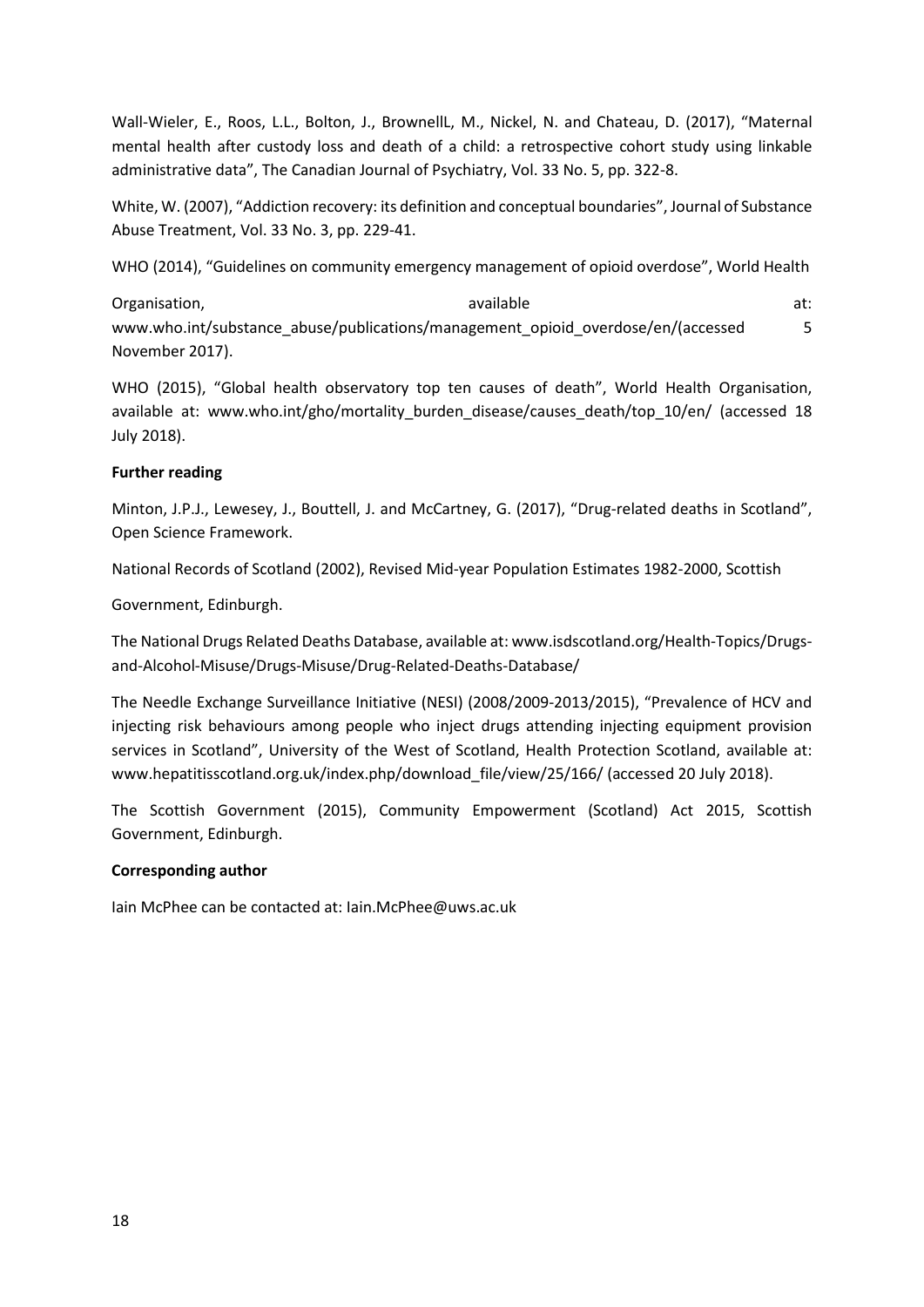Wall-Wieler, E., Roos, L.L., Bolton, J., BrownellL, M., Nickel, N. and Chateau, D. (2017), "Maternal mental health after custody loss and death of a child: a retrospective cohort study using linkable administrative data", The Canadian Journal of Psychiatry, Vol. 33 No. 5, pp. 322-8.

White, W. (2007), "Addiction recovery: its definition and conceptual boundaries", Journal of Substance Abuse Treatment, Vol. 33 No. 3, pp. 229-41.

WHO (2014), "Guidelines on community emergency management of opioid overdose", World Health Organisation, available at: www.who.int/substance_abuse/publications/management_opioid_overdose/en/(accessed 5 November 2017).

WHO (2015), "Global health observatory top ten causes of death", World Health Organisation, available at: www.who.int/gho/mortality_burden_disease/causes_death/top_10/en/ (accessed 18 July 2018).

**Further reading**

Minton, J.P.J., Lewesey, J., Bouttell, J. and McCartney, G. (2017), "Drug-related deaths in Scotland", Open Science Framework.

National Records of Scotland (2002), Revised Mid-year Population Estimates 1982-2000, Scottish Government, Edinburgh.

The National Drugs Related Deaths Database, available at: www.isdscotland.org/Health-Topics/Drugs-and-Alcohol-Misuse/Drugs-Misuse/Drug-Related-Deaths-Database/

The Needle Exchange Surveillance Initiative (NESI) (2008/2009-2013/2015), "Prevalence of HCV and injecting risk behaviours among people who inject drugs attending injecting equipment provision services in Scotland", University of the West of Scotland, Health Protection Scotland, available at: www.hepatitisscotland.org.uk/index.php/download_file/view/25/166/ (accessed 20 July 2018).

The Scottish Government (2015), Community Empowerment (Scotland) Act 2015, Scottish Government, Edinburgh.

**Corresponding author**

Iain McPhee can be contacted at: Iain.McPhee@uws.ac.uk